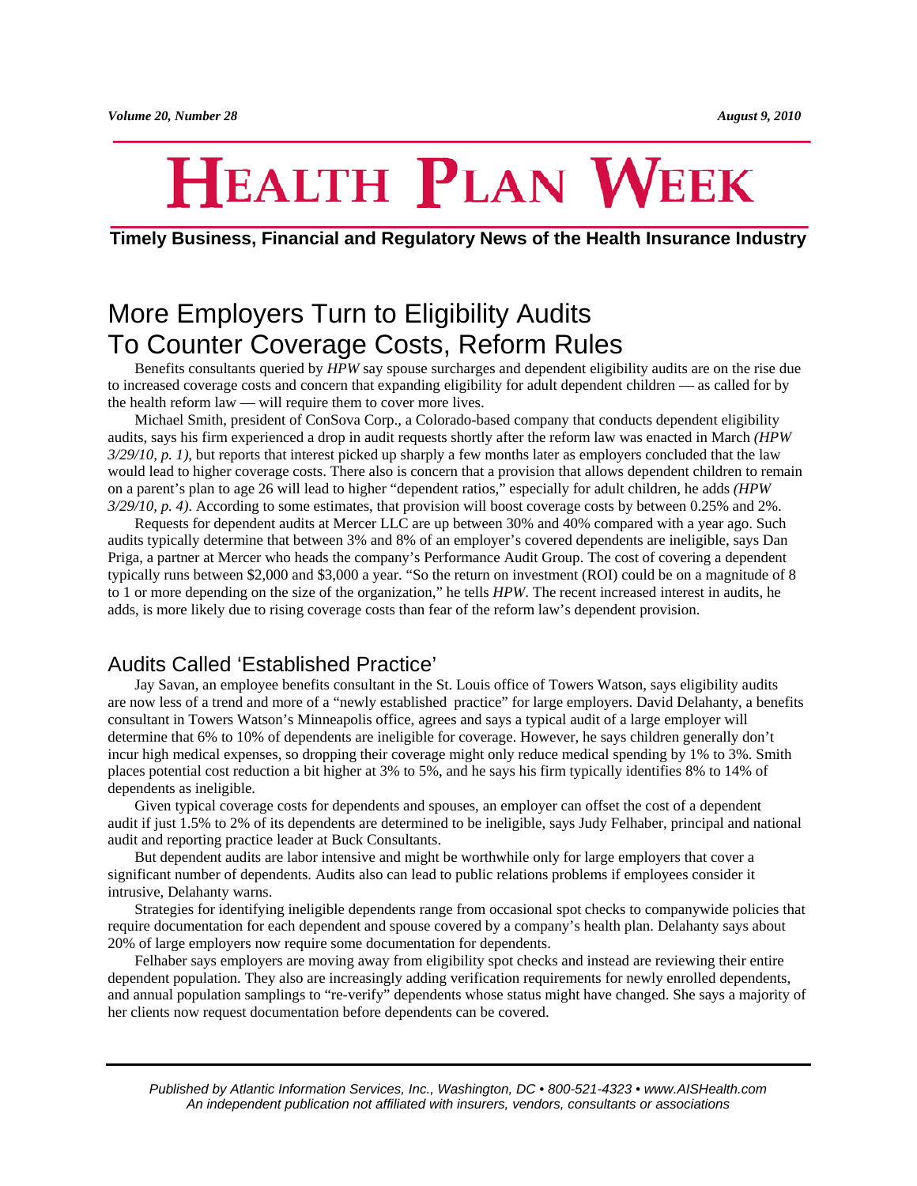# HEALTH PLAN WEEK

**Timely Business, Financial and Regulatory News of the Health Insurance Industry**

## More Employers Turn to Eligibility Audits To Counter Coverage Costs, Reform Rules

Benefits consultants queried by *HPW* say spouse surcharges and dependent eligibility audits are on the rise due to increased coverage costs and concern that expanding eligibility for adult dependent children — as called for by the health reform law — will require them to cover more lives.

Michael Smith, president of ConSova Corp., a Colorado-based company that conducts dependent eligibility audits, says his firm experienced a drop in audit requests shortly after the reform law was enacted in March *(HPW 3/29/10, p. 1)*, but reports that interest picked up sharply a few months later as employers concluded that the law would lead to higher coverage costs. There also is concern that a provision that allows dependent children to remain on a parent's plan to age 26 will lead to higher "dependent ratios," especially for adult children, he adds *(HPW 3/29/10, p. 4)*. According to some estimates, that provision will boost coverage costs by between 0.25% and 2%.

Requests for dependent audits at Mercer LLC are up between 30% and 40% compared with a year ago. Such audits typically determine that between 3% and 8% of an employer's covered dependents are ineligible, says Dan Priga, a partner at Mercer who heads the company's Performance Audit Group. The cost of covering a dependent typically runs between $2,000 and $3,000 a year. "So the return on investment (ROI) could be on a magnitude of 8 to 1 or more depending on the size of the organization," he tells *HPW*. The recent increased interest in audits, he adds, is more likely due to rising coverage costs than fear of the reform law's dependent provision.

### Audits Called 'Established Practice'

Jay Savan, an employee benefits consultant in the St. Louis office of Towers Watson, says eligibility audits are now less of a trend and more of a "newly established practice" for large employers. David Delahanty, a benefits consultant in Towers Watson's Minneapolis office, agrees and says a typical audit of a large employer will determine that 6% to 10% of dependents are ineligible for coverage. However, he says children generally don't incur high medical expenses, so dropping their coverage might only reduce medical spending by 1% to 3%. Smith places potential cost reduction a bit higher at 3% to 5%, and he says his firm typically identifies 8% to 14% of dependents as ineligible.

Given typical coverage costs for dependents and spouses, an employer can offset the cost of a dependent audit if just 1.5% to 2% of its dependents are determined to be ineligible, says Judy Felhaber, principal and national audit and reporting practice leader at Buck Consultants.

But dependent audits are labor intensive and might be worthwhile only for large employers that cover a significant number of dependents. Audits also can lead to public relations problems if employees consider it intrusive, Delahanty warns.

Strategies for identifying ineligible dependents range from occasional spot checks to companywide policies that require documentation for each dependent and spouse covered by a company's health plan. Delahanty says about 20% of large employers now require some documentation for dependents.

Felhaber says employers are moving away from eligibility spot checks and instead are reviewing their entire dependent population. They also are increasingly adding verification requirements for newly enrolled dependents, and annual population samplings to "re-verify" dependents whose status might have changed. She says a majority of her clients now request documentation before dependents can be covered.

*Published by Atlantic Information Services, Inc., Washington, DC • 800-521-4323 • www.AISHealth.com*
*An independent publication not affiliated with insurers, vendors, consultants or associations*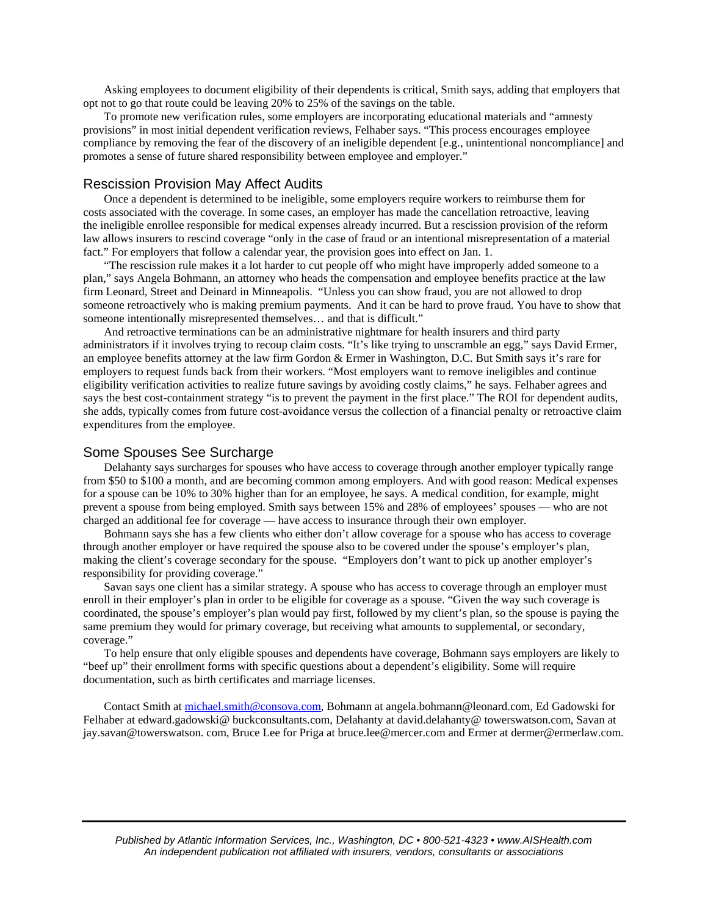Asking employees to document eligibility of their dependents is critical, Smith says, adding that employers that opt not to go that route could be leaving 20% to 25% of the savings on the table.

To promote new verification rules, some employers are incorporating educational materials and "amnesty provisions" in most initial dependent verification reviews, Felhaber says. "This process encourages employee compliance by removing the fear of the discovery of an ineligible dependent [e.g., unintentional noncompliance] and promotes a sense of future shared responsibility between employee and employer."

## Rescission Provision May Affect Audits

Once a dependent is determined to be ineligible, some employers require workers to reimburse them for costs associated with the coverage. In some cases, an employer has made the cancellation retroactive, leaving the ineligible enrollee responsible for medical expenses already incurred. But a rescission provision of the reform law allows insurers to rescind coverage "only in the case of fraud or an intentional misrepresentation of a material fact." For employers that follow a calendar year, the provision goes into effect on Jan. 1.

"The rescission rule makes it a lot harder to cut people off who might have improperly added someone to a plan," says Angela Bohmann, an attorney who heads the compensation and employee benefits practice at the law firm Leonard, Street and Deinard in Minneapolis. "Unless you can show fraud, you are not allowed to drop someone retroactively who is making premium payments. And it can be hard to prove fraud. You have to show that someone intentionally misrepresented themselves… and that is difficult."

And retroactive terminations can be an administrative nightmare for health insurers and third party administrators if it involves trying to recoup claim costs. "It's like trying to unscramble an egg," says David Ermer, an employee benefits attorney at the law firm Gordon & Ermer in Washington, D.C. But Smith says it's rare for employers to request funds back from their workers. "Most employers want to remove ineligibles and continue eligibility verification activities to realize future savings by avoiding costly claims," he says. Felhaber agrees and says the best cost-containment strategy "is to prevent the payment in the first place." The ROI for dependent audits, she adds, typically comes from future cost-avoidance versus the collection of a financial penalty or retroactive claim expenditures from the employee.

## Some Spouses See Surcharge

Delahanty says surcharges for spouses who have access to coverage through another employer typically range from $50 to $100 a month, and are becoming common among employers. And with good reason: Medical expenses for a spouse can be 10% to 30% higher than for an employee, he says. A medical condition, for example, might prevent a spouse from being employed. Smith says between 15% and 28% of employees' spouses — who are not charged an additional fee for coverage — have access to insurance through their own employer.

Bohmann says she has a few clients who either don't allow coverage for a spouse who has access to coverage through another employer or have required the spouse also to be covered under the spouse's employer's plan, making the client's coverage secondary for the spouse. "Employers don't want to pick up another employer's responsibility for providing coverage."

Savan says one client has a similar strategy. A spouse who has access to coverage through an employer must enroll in their employer's plan in order to be eligible for coverage as a spouse. "Given the way such coverage is coordinated, the spouse's employer's plan would pay first, followed by my client's plan, so the spouse is paying the same premium they would for primary coverage, but receiving what amounts to supplemental, or secondary, coverage."

To help ensure that only eligible spouses and dependents have coverage, Bohmann says employers are likely to "beef up" their enrollment forms with specific questions about a dependent's eligibility. Some will require documentation, such as birth certificates and marriage licenses.

Contact Smith at michael.smith@consova.com, Bohmann at angela.bohmann@leonard.com, Ed Gadowski for Felhaber at edward.gadowski@ buckconsultants.com, Delahanty at david.delahanty@ towerswatson.com, Savan at jay.savan@towerswatson. com, Bruce Lee for Priga at bruce.lee@mercer.com and Ermer at dermer@ermerlaw.com.

*Published by Atlantic Information Services, Inc., Washington, DC • 800-521-4323 • www.AISHealth.com*
*An independent publication not affiliated with insurers, vendors, consultants or associations*